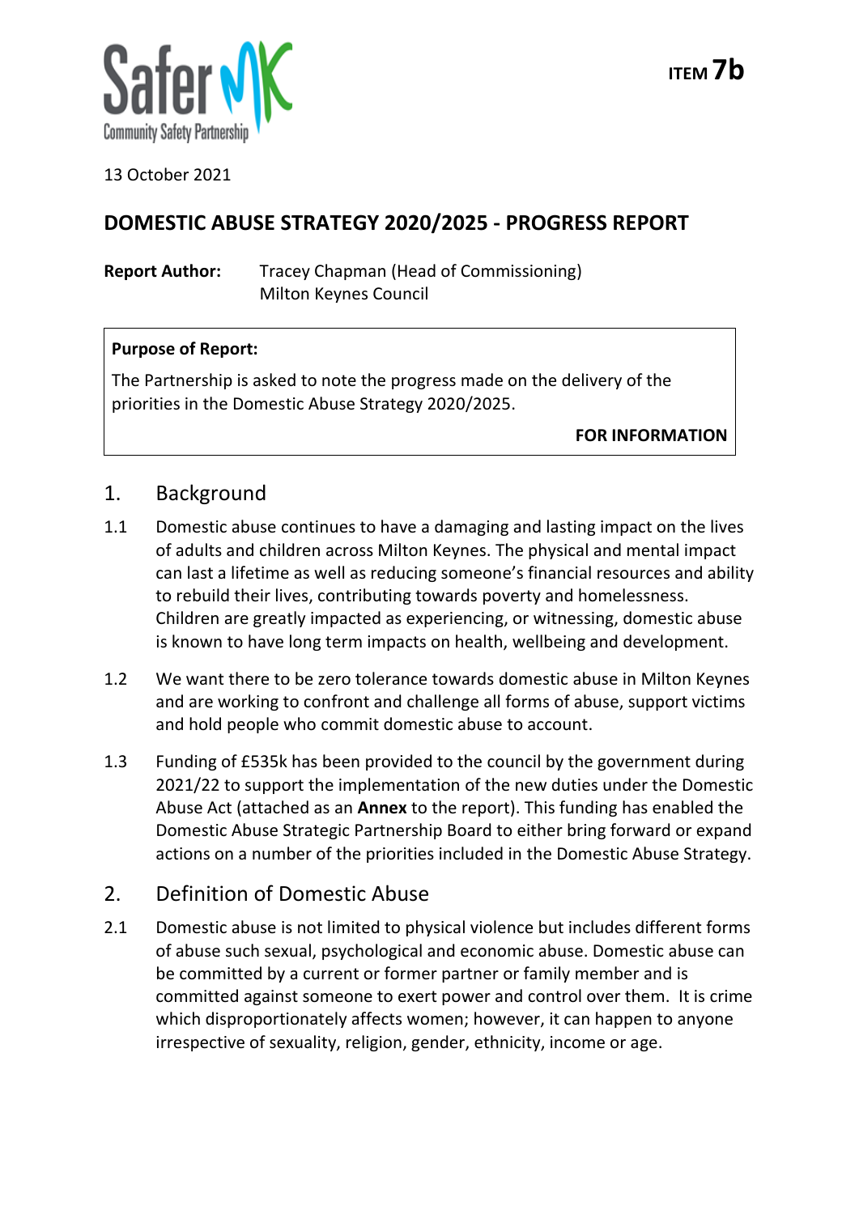**ITEM 7b**

13 October 2021

# DOMESTIC ABUSE STRATEGY 2020/2025 - PROGRESS REPORT

**Report Author:** Tracey Chapman (Head of Commissioning)
Milton Keynes Council

**Purpose of Report:**

The Partnership is asked to note the progress made on the delivery of the priorities in the Domestic Abuse Strategy 2020/2025.

**FOR INFORMATION**

## 1. Background

1.1 Domestic abuse continues to have a damaging and lasting impact on the lives of adults and children across Milton Keynes. The physical and mental impact can last a lifetime as well as reducing someone's financial resources and ability to rebuild their lives, contributing towards poverty and homelessness. Children are greatly impacted as experiencing, or witnessing, domestic abuse is known to have long term impacts on health, wellbeing and development.

1.2 We want there to be zero tolerance towards domestic abuse in Milton Keynes and are working to confront and challenge all forms of abuse, support victims and hold people who commit domestic abuse to account.

1.3 Funding of £535k has been provided to the council by the government during 2021/22 to support the implementation of the new duties under the Domestic Abuse Act (attached as an **Annex** to the report). This funding has enabled the Domestic Abuse Strategic Partnership Board to either bring forward or expand actions on a number of the priorities included in the Domestic Abuse Strategy.

## 2. Definition of Domestic Abuse

2.1 Domestic abuse is not limited to physical violence but includes different forms of abuse such sexual, psychological and economic abuse. Domestic abuse can be committed by a current or former partner or family member and is committed against someone to exert power and control over them. It is crime which disproportionately affects women; however, it can happen to anyone irrespective of sexuality, religion, gender, ethnicity, income or age.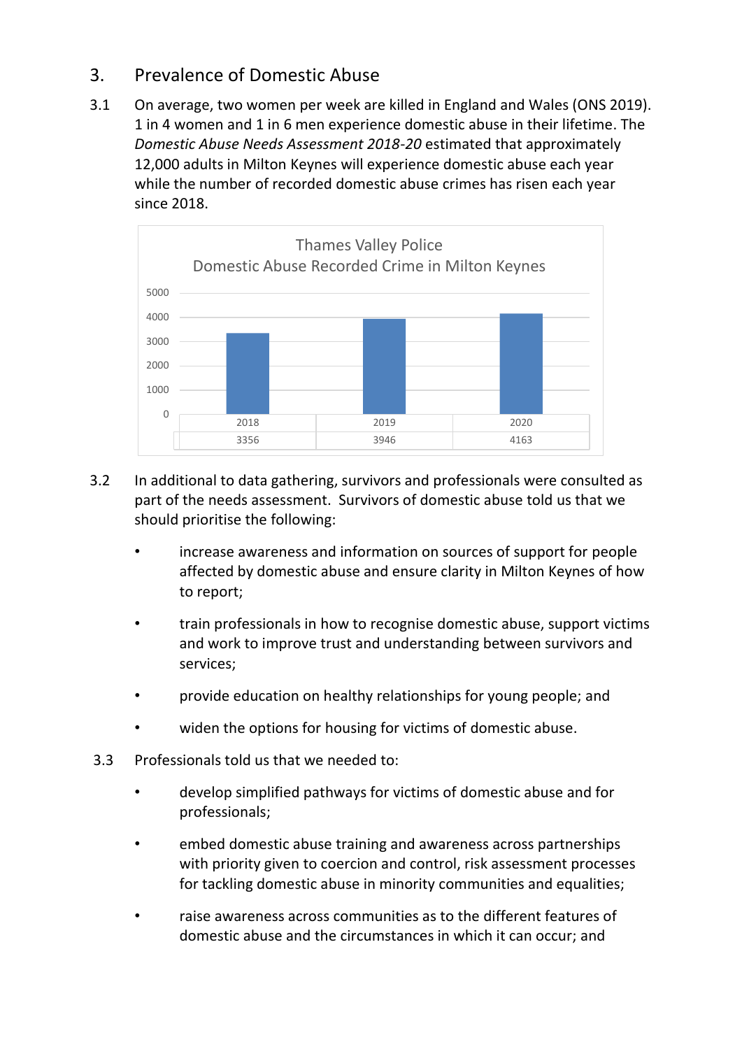## 3. Prevalence of Domestic Abuse

3.1 On average, two women per week are killed in England and Wales (ONS 2019). 1 in 4 women and 1 in 6 men experience domestic abuse in their lifetime. The *Domestic Abuse Needs Assessment 2018-20* estimated that approximately 12,000 adults in Milton Keynes will experience domestic abuse each year while the number of recorded domestic abuse crimes has risen each year since 2018.

Thames Valley Police
Domestic Abuse Recorded Crime in Milton Keynes

| 2018 | 2019 | 2020 |
|---|---|---|
| 3356 | 3946 | 4163 |

3.2 In additional to data gathering, survivors and professionals were consulted as part of the needs assessment. Survivors of domestic abuse told us that we should prioritise the following:

- increase awareness and information on sources of support for people affected by domestic abuse and ensure clarity in Milton Keynes of how to report;
- train professionals in how to recognise domestic abuse, support victims and work to improve trust and understanding between survivors and services;
- provide education on healthy relationships for young people; and
- widen the options for housing for victims of domestic abuse.

3.3 Professionals told us that we needed to:

- develop simplified pathways for victims of domestic abuse and for professionals;
- embed domestic abuse training and awareness across partnerships with priority given to coercion and control, risk assessment processes for tackling domestic abuse in minority communities and equalities;
- raise awareness across communities as to the different features of domestic abuse and the circumstances in which it can occur; and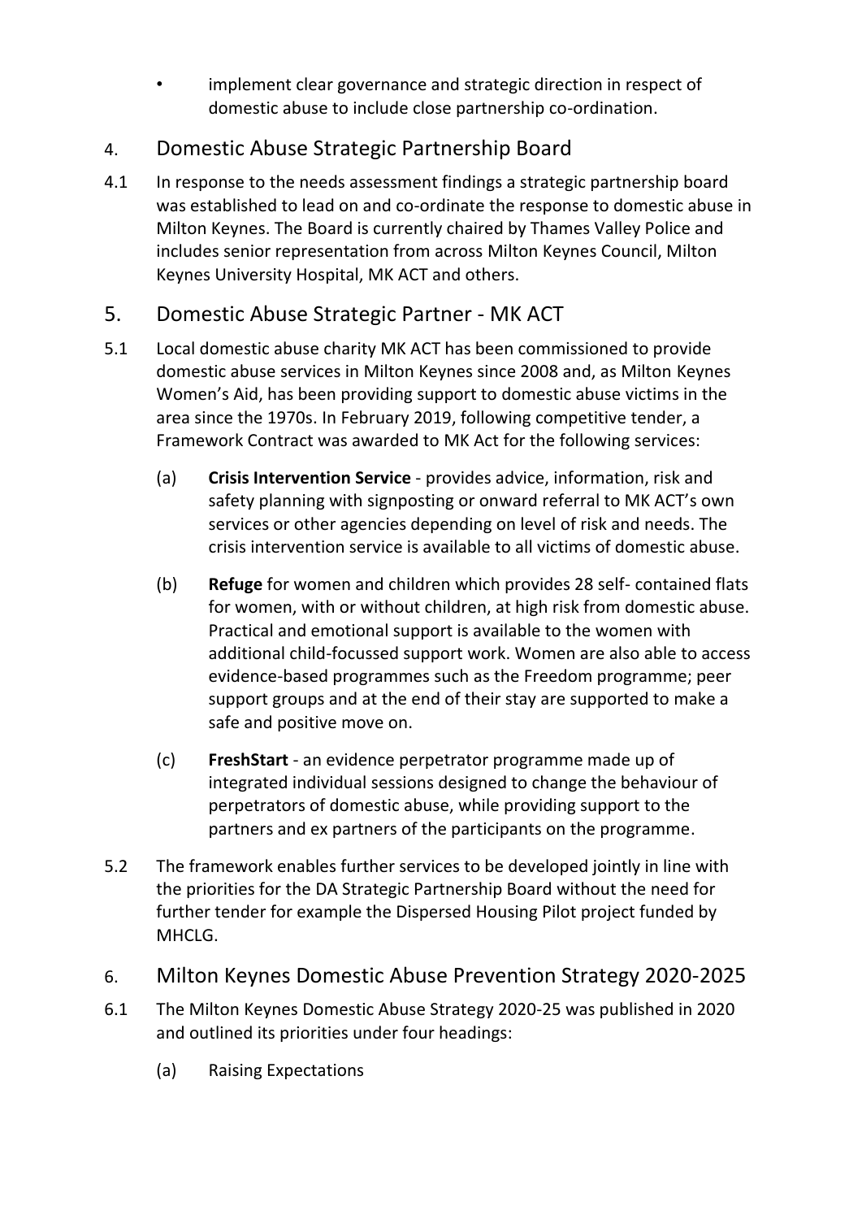- implement clear governance and strategic direction in respect of domestic abuse to include close partnership co-ordination.

## 4. Domestic Abuse Strategic Partnership Board

4.1 In response to the needs assessment findings a strategic partnership board was established to lead on and co-ordinate the response to domestic abuse in Milton Keynes. The Board is currently chaired by Thames Valley Police and includes senior representation from across Milton Keynes Council, Milton Keynes University Hospital, MK ACT and others.

## 5. Domestic Abuse Strategic Partner - MK ACT

5.1 Local domestic abuse charity MK ACT has been commissioned to provide domestic abuse services in Milton Keynes since 2008 and, as Milton Keynes Women's Aid, has been providing support to domestic abuse victims in the area since the 1970s. In February 2019, following competitive tender, a Framework Contract was awarded to MK Act for the following services:

(a) **Crisis Intervention Service** - provides advice, information, risk and safety planning with signposting or onward referral to MK ACT's own services or other agencies depending on level of risk and needs. The crisis intervention service is available to all victims of domestic abuse.

(b) **Refuge** for women and children which provides 28 self- contained flats for women, with or without children, at high risk from domestic abuse. Practical and emotional support is available to the women with additional child-focussed support work. Women are also able to access evidence-based programmes such as the Freedom programme; peer support groups and at the end of their stay are supported to make a safe and positive move on.

(c) **FreshStart** - an evidence perpetrator programme made up of integrated individual sessions designed to change the behaviour of perpetrators of domestic abuse, while providing support to the partners and ex partners of the participants on the programme.

5.2 The framework enables further services to be developed jointly in line with the priorities for the DA Strategic Partnership Board without the need for further tender for example the Dispersed Housing Pilot project funded by MHCLG.

## 6. Milton Keynes Domestic Abuse Prevention Strategy 2020-2025

6.1 The Milton Keynes Domestic Abuse Strategy 2020-25 was published in 2020 and outlined its priorities under four headings:

(a) Raising Expectations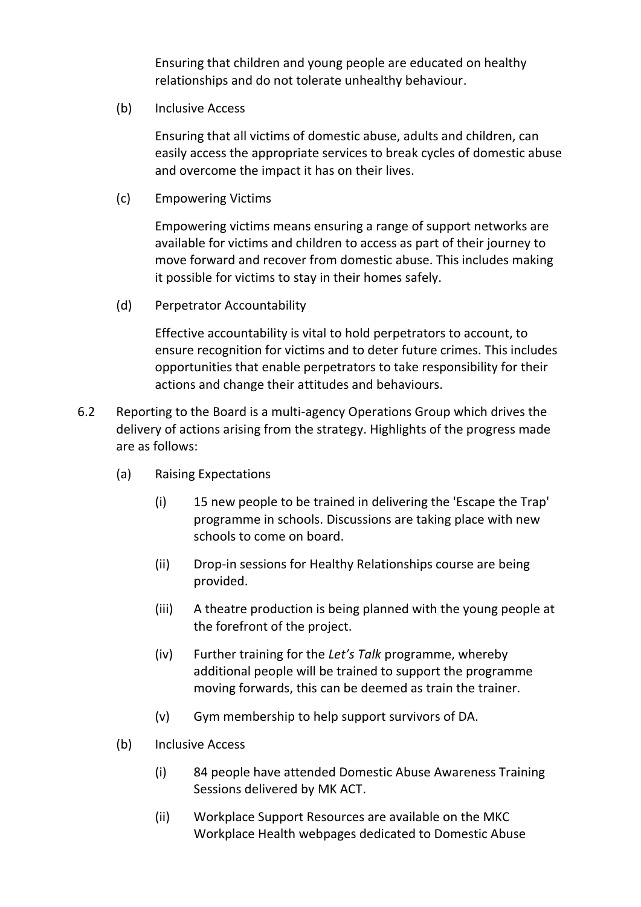Ensuring that children and young people are educated on healthy relationships and do not tolerate unhealthy behaviour.

(b) Inclusive Access

Ensuring that all victims of domestic abuse, adults and children, can easily access the appropriate services to break cycles of domestic abuse and overcome the impact it has on their lives.

(c) Empowering Victims

Empowering victims means ensuring a range of support networks are available for victims and children to access as part of their journey to move forward and recover from domestic abuse. This includes making it possible for victims to stay in their homes safely.

(d) Perpetrator Accountability

Effective accountability is vital to hold perpetrators to account, to ensure recognition for victims and to deter future crimes. This includes opportunities that enable perpetrators to take responsibility for their actions and change their attitudes and behaviours.

6.2 Reporting to the Board is a multi-agency Operations Group which drives the delivery of actions arising from the strategy. Highlights of the progress made are as follows:

(a) Raising Expectations

(i) 15 new people to be trained in delivering the 'Escape the Trap' programme in schools. Discussions are taking place with new schools to come on board.

(ii) Drop-in sessions for Healthy Relationships course are being provided.

(iii) A theatre production is being planned with the young people at the forefront of the project.

(iv) Further training for the *Let's Talk* programme, whereby additional people will be trained to support the programme moving forwards, this can be deemed as train the trainer.

(v) Gym membership to help support survivors of DA.

(b) Inclusive Access

(i) 84 people have attended Domestic Abuse Awareness Training Sessions delivered by MK ACT.

(ii) Workplace Support Resources are available on the MKC Workplace Health webpages dedicated to Domestic Abuse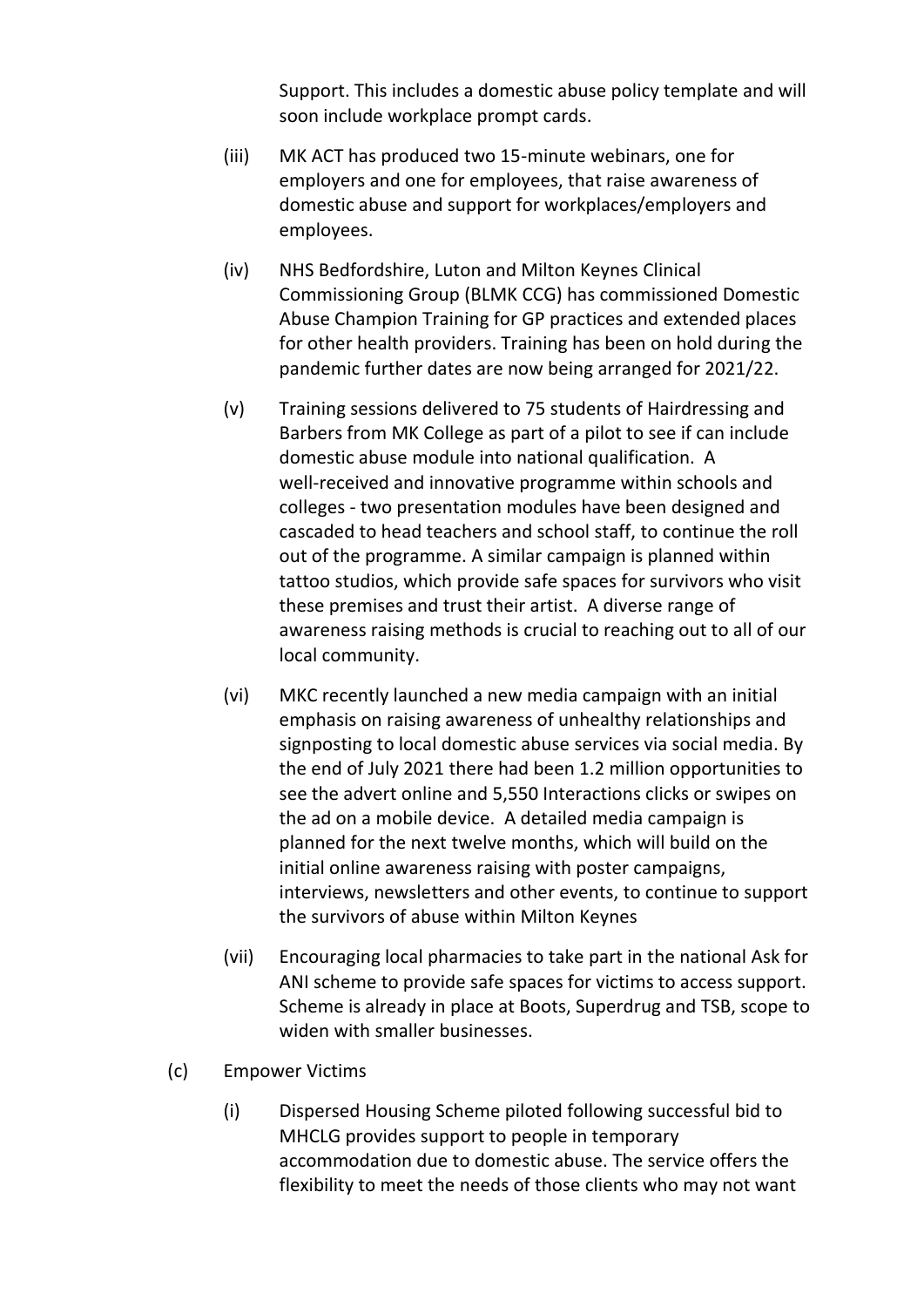Support. This includes a domestic abuse policy template and will soon include workplace prompt cards.

(iii) MK ACT has produced two 15-minute webinars, one for employers and one for employees, that raise awareness of domestic abuse and support for workplaces/employers and employees.

(iv) NHS Bedfordshire, Luton and Milton Keynes Clinical Commissioning Group (BLMK CCG) has commissioned Domestic Abuse Champion Training for GP practices and extended places for other health providers. Training has been on hold during the pandemic further dates are now being arranged for 2021/22.

(v) Training sessions delivered to 75 students of Hairdressing and Barbers from MK College as part of a pilot to see if can include domestic abuse module into national qualification. A well-received and innovative programme within schools and colleges - two presentation modules have been designed and cascaded to head teachers and school staff, to continue the roll out of the programme. A similar campaign is planned within tattoo studios, which provide safe spaces for survivors who visit these premises and trust their artist. A diverse range of awareness raising methods is crucial to reaching out to all of our local community.

(vi) MKC recently launched a new media campaign with an initial emphasis on raising awareness of unhealthy relationships and signposting to local domestic abuse services via social media. By the end of July 2021 there had been 1.2 million opportunities to see the advert online and 5,550 Interactions clicks or swipes on the ad on a mobile device. A detailed media campaign is planned for the next twelve months, which will build on the initial online awareness raising with poster campaigns, interviews, newsletters and other events, to continue to support the survivors of abuse within Milton Keynes

(vii) Encouraging local pharmacies to take part in the national Ask for ANI scheme to provide safe spaces for victims to access support. Scheme is already in place at Boots, Superdrug and TSB, scope to widen with smaller businesses.

(c) Empower Victims

(i) Dispersed Housing Scheme piloted following successful bid to MHCLG provides support to people in temporary accommodation due to domestic abuse. The service offers the flexibility to meet the needs of those clients who may not want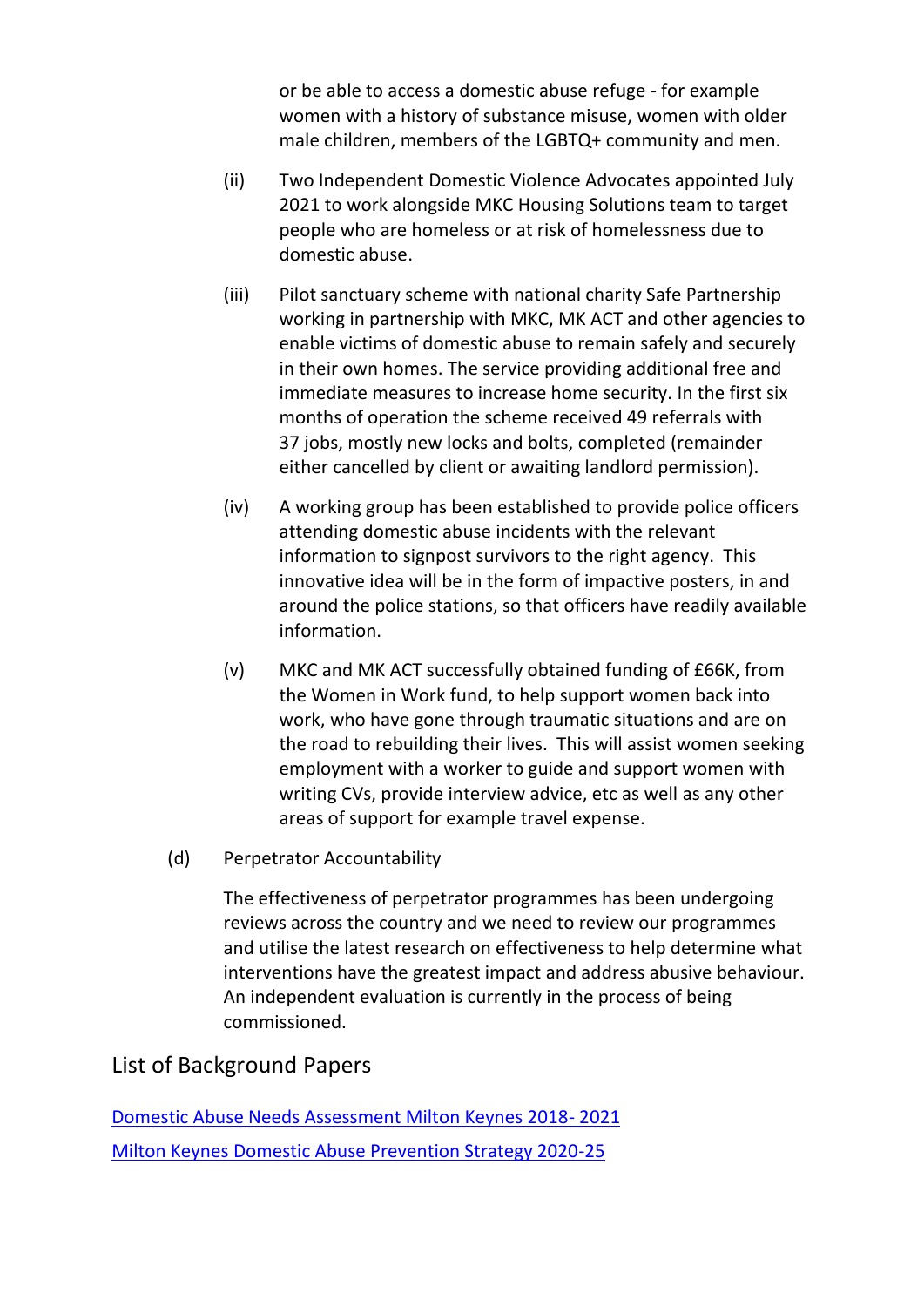or be able to access a domestic abuse refuge - for example women with a history of substance misuse, women with older male children, members of the LGBTQ+ community and men.

(ii) Two Independent Domestic Violence Advocates appointed July 2021 to work alongside MKC Housing Solutions team to target people who are homeless or at risk of homelessness due to domestic abuse.

(iii) Pilot sanctuary scheme with national charity Safe Partnership working in partnership with MKC, MK ACT and other agencies to enable victims of domestic abuse to remain safely and securely in their own homes. The service providing additional free and immediate measures to increase home security. In the first six months of operation the scheme received 49 referrals with 37 jobs, mostly new locks and bolts, completed (remainder either cancelled by client or awaiting landlord permission).

(iv) A working group has been established to provide police officers attending domestic abuse incidents with the relevant information to signpost survivors to the right agency. This innovative idea will be in the form of impactive posters, in and around the police stations, so that officers have readily available information.

(v) MKC and MK ACT successfully obtained funding of £66K, from the Women in Work fund, to help support women back into work, who have gone through traumatic situations and are on the road to rebuilding their lives. This will assist women seeking employment with a worker to guide and support women with writing CVs, provide interview advice, etc as well as any other areas of support for example travel expense.

(d) Perpetrator Accountability

The effectiveness of perpetrator programmes has been undergoing reviews across the country and we need to review our programmes and utilise the latest research on effectiveness to help determine what interventions have the greatest impact and address abusive behaviour. An independent evaluation is currently in the process of being commissioned.

## List of Background Papers

Domestic Abuse Needs Assessment Milton Keynes 2018- 2021

Milton Keynes Domestic Abuse Prevention Strategy 2020-25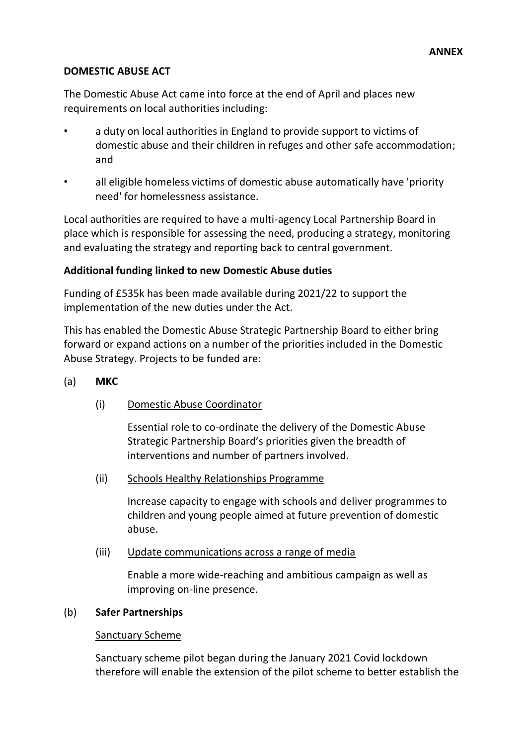**ANNEX**

**DOMESTIC ABUSE ACT**

The Domestic Abuse Act came into force at the end of April and places new requirements on local authorities including:

- a duty on local authorities in England to provide support to victims of domestic abuse and their children in refuges and other safe accommodation; and
- all eligible homeless victims of domestic abuse automatically have 'priority need' for homelessness assistance.

Local authorities are required to have a multi-agency Local Partnership Board in place which is responsible for assessing the need, producing a strategy, monitoring and evaluating the strategy and reporting back to central government.

**Additional funding linked to new Domestic Abuse duties**

Funding of £535k has been made available during 2021/22 to support the implementation of the new duties under the Act.

This has enabled the Domestic Abuse Strategic Partnership Board to either bring forward or expand actions on a number of the priorities included in the Domestic Abuse Strategy. Projects to be funded are:

(a) **MKC**

(i) <u>Domestic Abuse Coordinator</u>

Essential role to co-ordinate the delivery of the Domestic Abuse Strategic Partnership Board's priorities given the breadth of interventions and number of partners involved.

(ii) <u>Schools Healthy Relationships Programme</u>

Increase capacity to engage with schools and deliver programmes to children and young people aimed at future prevention of domestic abuse.

(iii) <u>Update communications across a range of media</u>

Enable a more wide-reaching and ambitious campaign as well as improving on-line presence.

(b) **Safer Partnerships**

<u>Sanctuary Scheme</u>

Sanctuary scheme pilot began during the January 2021 Covid lockdown therefore will enable the extension of the pilot scheme to better establish the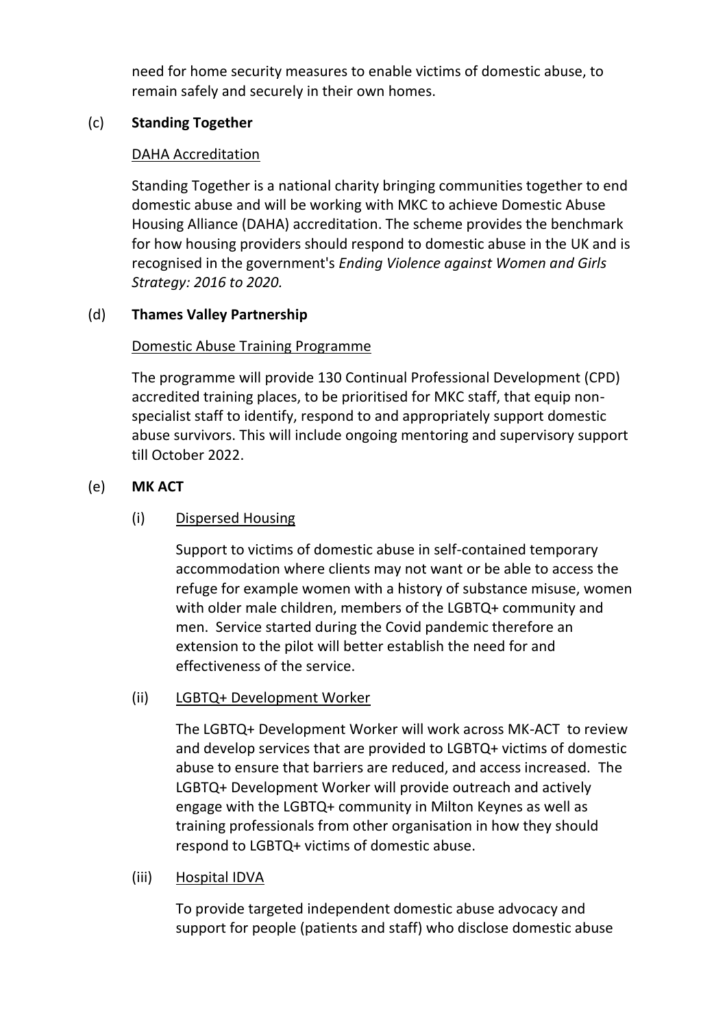need for home security measures to enable victims of domestic abuse, to remain safely and securely in their own homes.

(c) **Standing Together**

DAHA Accreditation

Standing Together is a national charity bringing communities together to end domestic abuse and will be working with MKC to achieve Domestic Abuse Housing Alliance (DAHA) accreditation. The scheme provides the benchmark for how housing providers should respond to domestic abuse in the UK and is recognised in the government's *Ending Violence against Women and Girls Strategy: 2016 to 2020.*

(d) **Thames Valley Partnership**

Domestic Abuse Training Programme

The programme will provide 130 Continual Professional Development (CPD) accredited training places, to be prioritised for MKC staff, that equip non-specialist staff to identify, respond to and appropriately support domestic abuse survivors. This will include ongoing mentoring and supervisory support till October 2022.

(e) **MK ACT**

(i) Dispersed Housing

Support to victims of domestic abuse in self-contained temporary accommodation where clients may not want or be able to access the refuge for example women with a history of substance misuse, women with older male children, members of the LGBTQ+ community and men. Service started during the Covid pandemic therefore an extension to the pilot will better establish the need for and effectiveness of the service.

(ii) LGBTQ+ Development Worker

The LGBTQ+ Development Worker will work across MK-ACT to review and develop services that are provided to LGBTQ+ victims of domestic abuse to ensure that barriers are reduced, and access increased. The LGBTQ+ Development Worker will provide outreach and actively engage with the LGBTQ+ community in Milton Keynes as well as training professionals from other organisation in how they should respond to LGBTQ+ victims of domestic abuse.

(iii) Hospital IDVA

To provide targeted independent domestic abuse advocacy and support for people (patients and staff) who disclose domestic abuse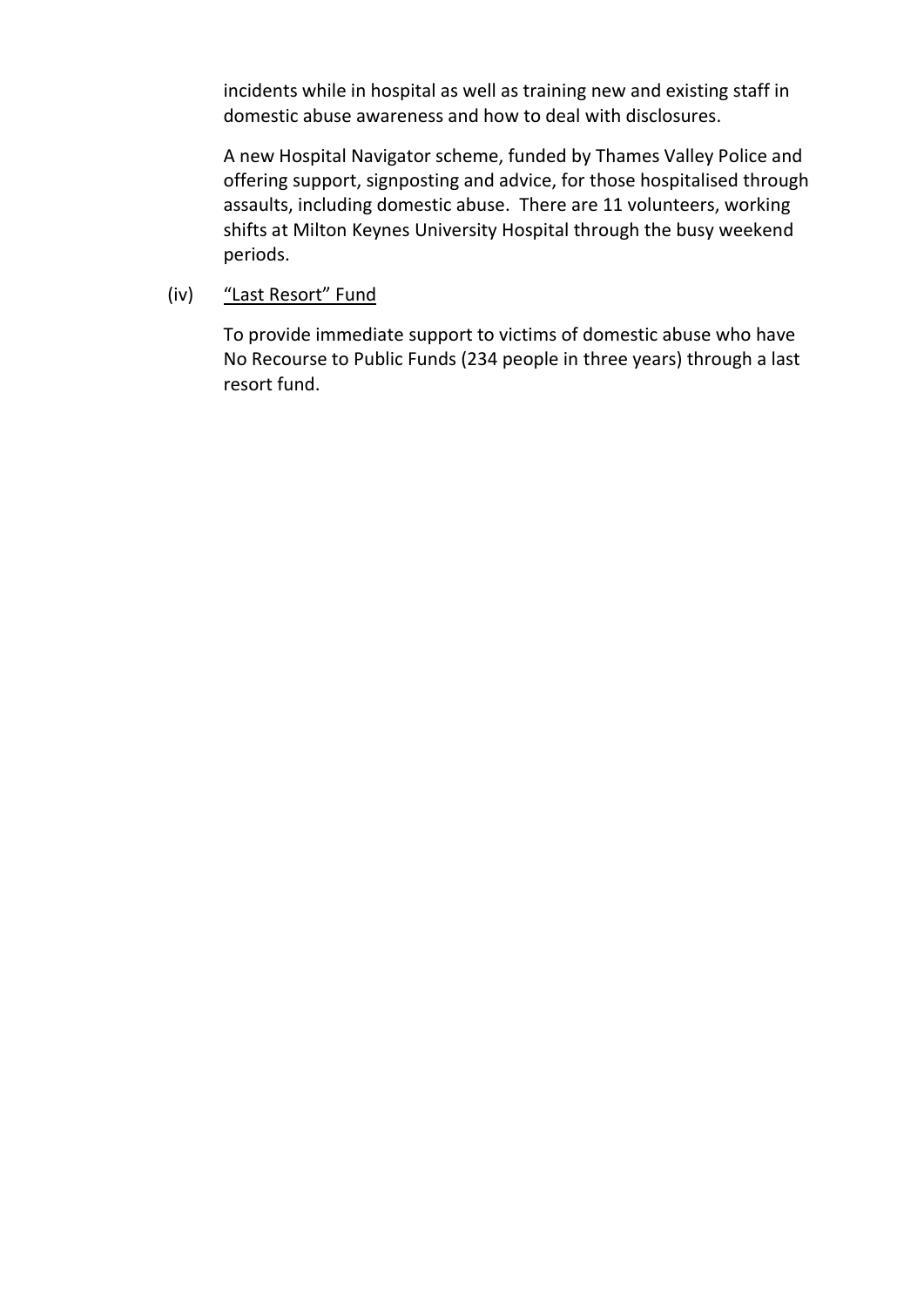incidents while in hospital as well as training new and existing staff in domestic abuse awareness and how to deal with disclosures.

A new Hospital Navigator scheme, funded by Thames Valley Police and offering support, signposting and advice, for those hospitalised through assaults, including domestic abuse. There are 11 volunteers, working shifts at Milton Keynes University Hospital through the busy weekend periods.

(iv) "Last Resort" Fund

To provide immediate support to victims of domestic abuse who have No Recourse to Public Funds (234 people in three years) through a last resort fund.